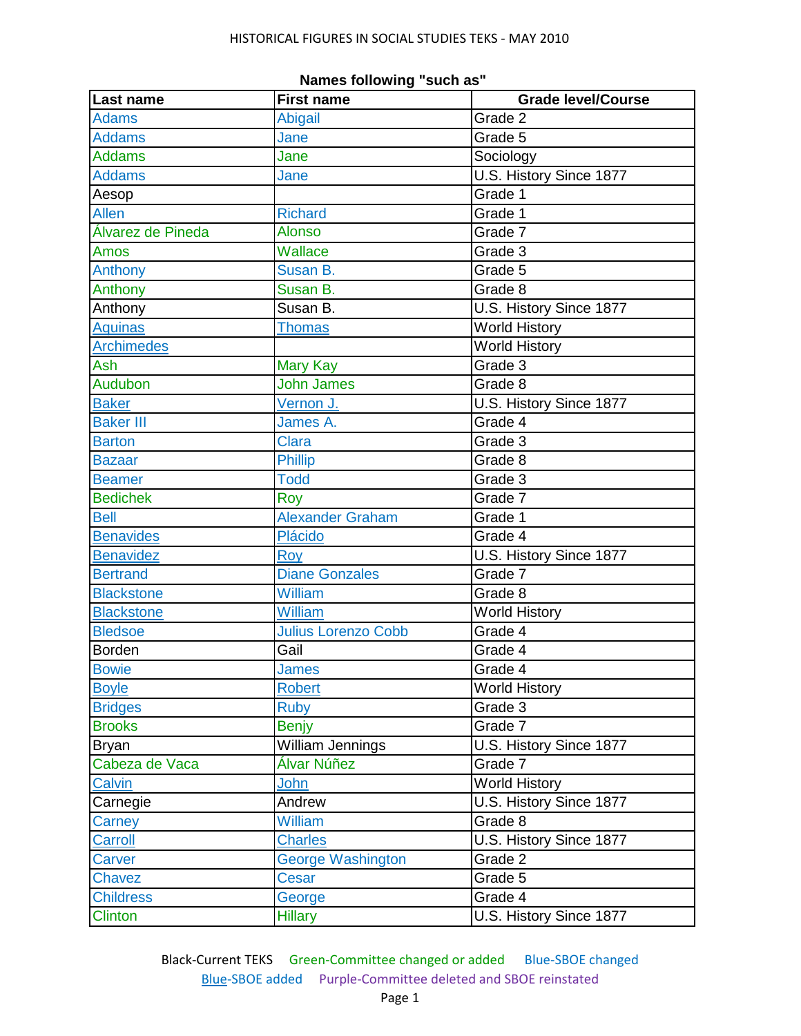HISTORICAL FIGURES IN SOCIAL STUDIES TEKS - MAY 2010

**Names following "such as"**

| Last name | First name | Grade level/Course |
|---|---|---|
| Adams | Abigail | Grade 2 |
| Addams | Jane | Grade 5 |
| Addams | Jane | Sociology |
| Addams | Jane | U.S. History Since 1877 |
| Aesop | | Grade 1 |
| Allen | Richard | Grade 1 |
| Álvarez de Pineda | Alonso | Grade 7 |
| Amos | Wallace | Grade 3 |
| Anthony | Susan B. | Grade 5 |
| Anthony | Susan B. | Grade 8 |
| Anthony | Susan B. | U.S. History Since 1877 |
| Aquinas | Thomas | World History |
| Archimedes | | World History |
| Ash | Mary Kay | Grade 3 |
| Audubon | John James | Grade 8 |
| Baker | Vernon J. | U.S. History Since 1877 |
| Baker III | James A. | Grade 4 |
| Barton | Clara | Grade 3 |
| Bazaar | Phillip | Grade 8 |
| Beamer | Todd | Grade 3 |
| Bedichek | Roy | Grade 7 |
| Bell | Alexander Graham | Grade 1 |
| Benavides | Plácido | Grade 4 |
| Benavidez | Roy | U.S. History Since 1877 |
| Bertrand | Diane Gonzales | Grade 7 |
| Blackstone | William | Grade 8 |
| Blackstone | William | World History |
| Bledsoe | Julius Lorenzo Cobb | Grade 4 |
| Borden | Gail | Grade 4 |
| Bowie | James | Grade 4 |
| Boyle | Robert | World History |
| Bridges | Ruby | Grade 3 |
| Brooks | Benjy | Grade 7 |
| Bryan | William Jennings | U.S. History Since 1877 |
| Cabeza de Vaca | Álvar Núñez | Grade 7 |
| Calvin | John | World History |
| Carnegie | Andrew | U.S. History Since 1877 |
| Carney | William | Grade 8 |
| Carroll | Charles | U.S. History Since 1877 |
| Carver | George Washington | Grade 2 |
| Chavez | Cesar | Grade 5 |
| Childress | George | Grade 4 |
| Clinton | Hillary | U.S. History Since 1877 |

Black-Current TEKS Green-Committee changed or added Blue-SBOE changed
Blue-SBOE added Purple-Committee deleted and SBOE reinstated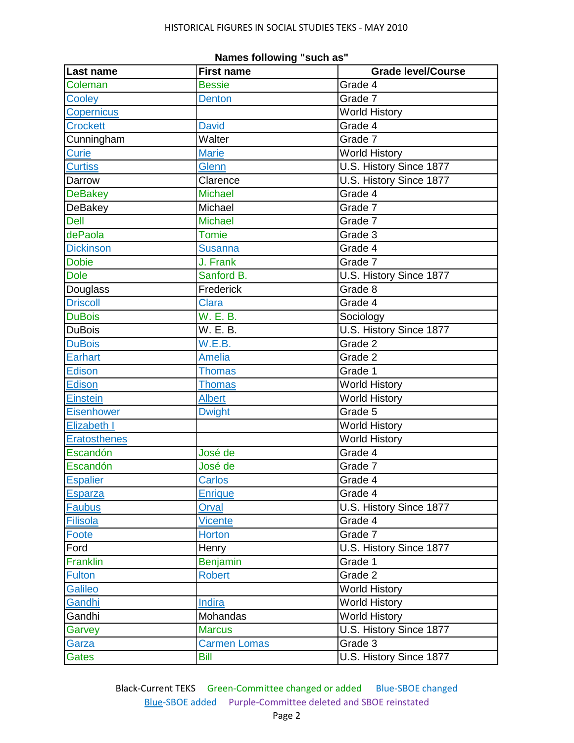HISTORICAL FIGURES IN SOCIAL STUDIES TEKS - MAY 2010

**Names following "such as"**

| Last name | First name | Grade level/Course |
|---|---|---|
| Coleman | Bessie | Grade 4 |
| Cooley | Denton | Grade 7 |
| Copernicus | | World History |
| Crockett | David | Grade 4 |
| Cunningham | Walter | Grade 7 |
| Curie | Marie | World History |
| Curtiss | Glenn | U.S. History Since 1877 |
| Darrow | Clarence | U.S. History Since 1877 |
| DeBakey | Michael | Grade 4 |
| DeBakey | Michael | Grade 7 |
| Dell | Michael | Grade 7 |
| dePaola | Tomie | Grade 3 |
| Dickinson | Susanna | Grade 4 |
| Dobie | J. Frank | Grade 7 |
| Dole | Sanford B. | U.S. History Since 1877 |
| Douglass | Frederick | Grade 8 |
| Driscoll | Clara | Grade 4 |
| DuBois | W. E. B. | Sociology |
| DuBois | W. E. B. | U.S. History Since 1877 |
| DuBois | W.E.B. | Grade 2 |
| Earhart | Amelia | Grade 2 |
| Edison | Thomas | Grade 1 |
| Edison | Thomas | World History |
| Einstein | Albert | World History |
| Eisenhower | Dwight | Grade 5 |
| Elizabeth I | | World History |
| Eratosthenes | | World History |
| Escandón | José de | Grade 4 |
| Escandón | José de | Grade 7 |
| Espalier | Carlos | Grade 4 |
| Esparza | Enrique | Grade 4 |
| Faubus | Orval | U.S. History Since 1877 |
| Filisola | Vicente | Grade 4 |
| Foote | Horton | Grade 7 |
| Ford | Henry | U.S. History Since 1877 |
| Franklin | Benjamin | Grade 1 |
| Fulton | Robert | Grade 2 |
| Galileo | | World History |
| Gandhi | Indira | World History |
| Gandhi | Mohandas | World History |
| Garvey | Marcus | U.S. History Since 1877 |
| Garza | Carmen Lomas | Grade 3 |
| Gates | Bill | U.S. History Since 1877 |

Black-Current TEKS Green-Committee changed or added Blue-SBOE changed
Blue-SBOE added Purple-Committee deleted and SBOE reinstated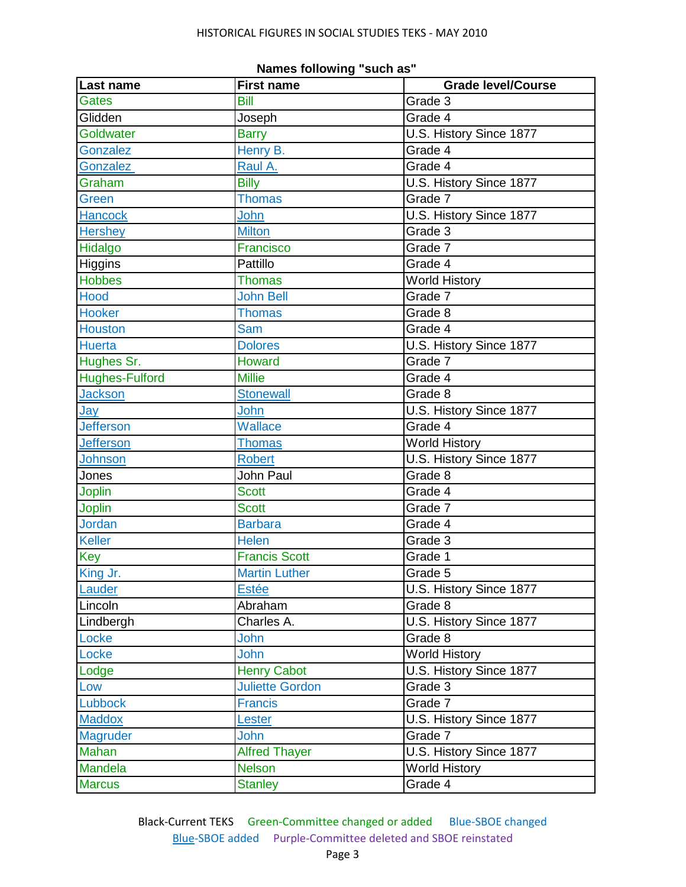## Names following "such as"

| Last name | First name | Grade level/Course |
|---|---|---|
| Gates | Bill | Grade 3 |
| Glidden | Joseph | Grade 4 |
| Goldwater | Barry | U.S. History Since 1877 |
| Gonzalez | Henry B. | Grade 4 |
| Gonzalez | Raul A. | Grade 4 |
| Graham | Billy | U.S. History Since 1877 |
| Green | Thomas | Grade 7 |
| Hancock | John | U.S. History Since 1877 |
| Hershey | Milton | Grade 3 |
| Hidalgo | Francisco | Grade 7 |
| Higgins | Pattillo | Grade 4 |
| Hobbes | Thomas | World History |
| Hood | John Bell | Grade 7 |
| Hooker | Thomas | Grade 8 |
| Houston | Sam | Grade 4 |
| Huerta | Dolores | U.S. History Since 1877 |
| Hughes Sr. | Howard | Grade 7 |
| Hughes-Fulford | Millie | Grade 4 |
| Jackson | Stonewall | Grade 8 |
| Jay | John | U.S. History Since 1877 |
| Jefferson | Wallace | Grade 4 |
| Jefferson | Thomas | World History |
| Johnson | Robert | U.S. History Since 1877 |
| Jones | John Paul | Grade 8 |
| Joplin | Scott | Grade 4 |
| Joplin | Scott | Grade 7 |
| Jordan | Barbara | Grade 4 |
| Keller | Helen | Grade 3 |
| Key | Francis Scott | Grade 1 |
| King Jr. | Martin Luther | Grade 5 |
| Lauder | Estée | U.S. History Since 1877 |
| Lincoln | Abraham | Grade 8 |
| Lindbergh | Charles A. | U.S. History Since 1877 |
| Locke | John | Grade 8 |
| Locke | John | World History |
| Lodge | Henry Cabot | U.S. History Since 1877 |
| Low | Juliette Gordon | Grade 3 |
| Lubbock | Francis | Grade 7 |
| Maddox | Lester | U.S. History Since 1877 |
| Magruder | John | Grade 7 |
| Mahan | Alfred Thayer | U.S. History Since 1877 |
| Mandela | Nelson | World History |
| Marcus | Stanley | Grade 4 |

Black-Current TEKS  Green-Committee changed or added  Blue-SBOE changed
Blue-SBOE added  Purple-Committee deleted and SBOE reinstated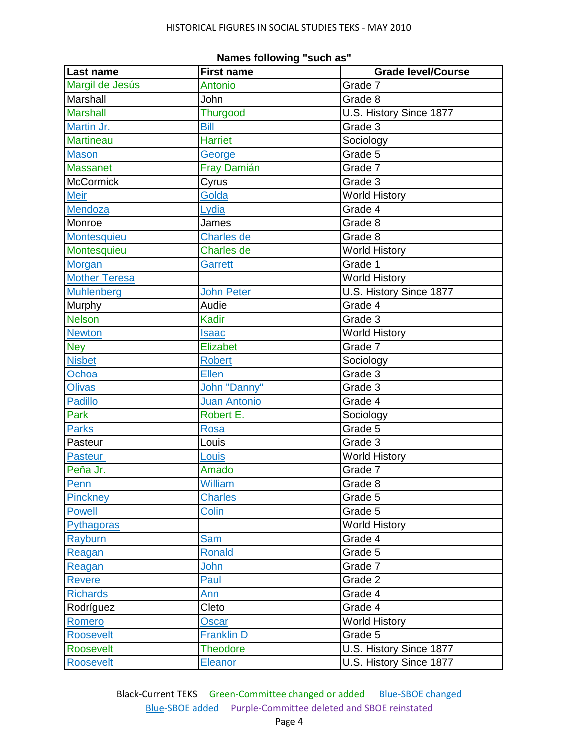## Names following "such as"

| Last name | First name | Grade level/Course |
|---|---|---|
| Margil de Jesús | Antonio | Grade 7 |
| Marshall | John | Grade 8 |
| Marshall | Thurgood | U.S. History Since 1877 |
| Martin Jr. | Bill | Grade 3 |
| Martineau | Harriet | Sociology |
| Mason | George | Grade 5 |
| Massanet | Fray Damián | Grade 7 |
| McCormick | Cyrus | Grade 3 |
| Meir | Golda | World History |
| Mendoza | Lydia | Grade 4 |
| Monroe | James | Grade 8 |
| Montesquieu | Charles de | Grade 8 |
| Montesquieu | Charles de | World History |
| Morgan | Garrett | Grade 1 |
| Mother Teresa | | World History |
| Muhlenberg | John Peter | U.S. History Since 1877 |
| Murphy | Audie | Grade 4 |
| Nelson | Kadir | Grade 3 |
| Newton | Isaac | World History |
| Ney | Elizabet | Grade 7 |
| Nisbet | Robert | Sociology |
| Ochoa | Ellen | Grade 3 |
| Olivas | John "Danny" | Grade 3 |
| Padillo | Juan Antonio | Grade 4 |
| Park | Robert E. | Sociology |
| Parks | Rosa | Grade 5 |
| Pasteur | Louis | Grade 3 |
| Pasteur | Louis | World History |
| Peña Jr. | Amado | Grade 7 |
| Penn | William | Grade 8 |
| Pinckney | Charles | Grade 5 |
| Powell | Colin | Grade 5 |
| Pythagoras | | World History |
| Rayburn | Sam | Grade 4 |
| Reagan | Ronald | Grade 5 |
| Reagan | John | Grade 7 |
| Revere | Paul | Grade 2 |
| Richards | Ann | Grade 4 |
| Rodríguez | Cleto | Grade 4 |
| Romero | Oscar | World History |
| Roosevelt | Franklin D | Grade 5 |
| Roosevelt | Theodore | U.S. History Since 1877 |
| Roosevelt | Eleanor | U.S. History Since 1877 |

Black-Current TEKS Green-Committee changed or added Blue-SBOE changed
Blue-SBOE added Purple-Committee deleted and SBOE reinstated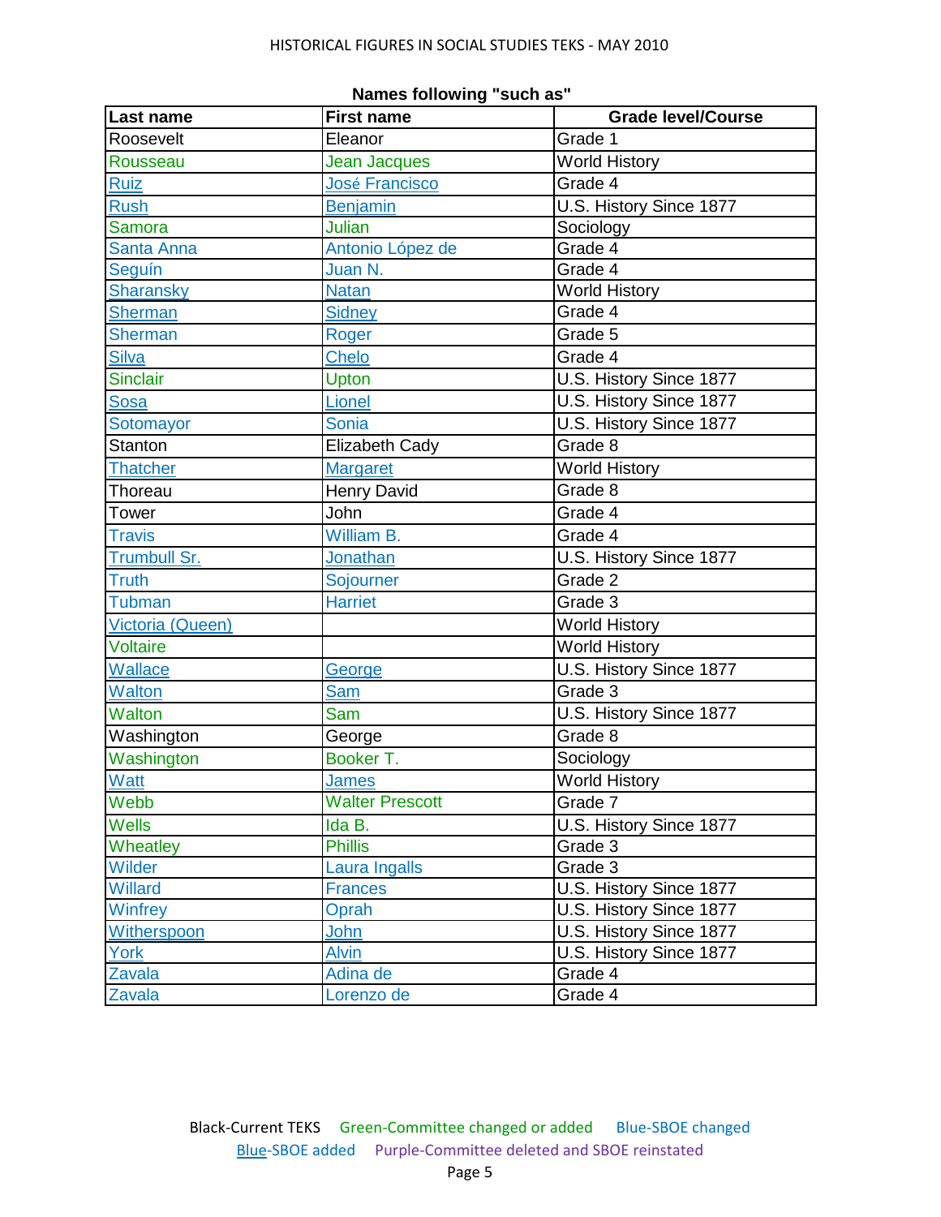**Names following "such as"**

| Last name | First name | Grade level/Course |
|---|---|---|
| Roosevelt | Eleanor | Grade 1 |
| Rousseau | Jean Jacques | World History |
| Ruiz | José Francisco | Grade 4 |
| Rush | Benjamin | U.S. History Since 1877 |
| Samora | Julian | Sociology |
| Santa Anna | Antonio López de | Grade 4 |
| Seguín | Juan N. | Grade 4 |
| Sharansky | Natan | World History |
| Sherman | Sidney | Grade 4 |
| Sherman | Roger | Grade 5 |
| Silva | Chelo | Grade 4 |
| Sinclair | Upton | U.S. History Since 1877 |
| Sosa | Lionel | U.S. History Since 1877 |
| Sotomayor | Sonia | U.S. History Since 1877 |
| Stanton | Elizabeth Cady | Grade 8 |
| Thatcher | Margaret | World History |
| Thoreau | Henry David | Grade 8 |
| Tower | John | Grade 4 |
| Travis | William B. | Grade 4 |
| Trumbull Sr. | Jonathan | U.S. History Since 1877 |
| Truth | Sojourner | Grade 2 |
| Tubman | Harriet | Grade 3 |
| Victoria (Queen) | | World History |
| Voltaire | | World History |
| Wallace | George | U.S. History Since 1877 |
| Walton | Sam | Grade 3 |
| Walton | Sam | U.S. History Since 1877 |
| Washington | George | Grade 8 |
| Washington | Booker T. | Sociology |
| Watt | James | World History |
| Webb | Walter Prescott | Grade 7 |
| Wells | Ida B. | U.S. History Since 1877 |
| Wheatley | Phillis | Grade 3 |
| Wilder | Laura Ingalls | Grade 3 |
| Willard | Frances | U.S. History Since 1877 |
| Winfrey | Oprah | U.S. History Since 1877 |
| Witherspoon | John | U.S. History Since 1877 |
| York | Alvin | U.S. History Since 1877 |
| Zavala | Adina de | Grade 4 |
| Zavala | Lorenzo de | Grade 4 |

Black-Current TEKS Green-Committee changed or added Blue-SBOE changed Blue-SBOE added Purple-Committee deleted and SBOE reinstated